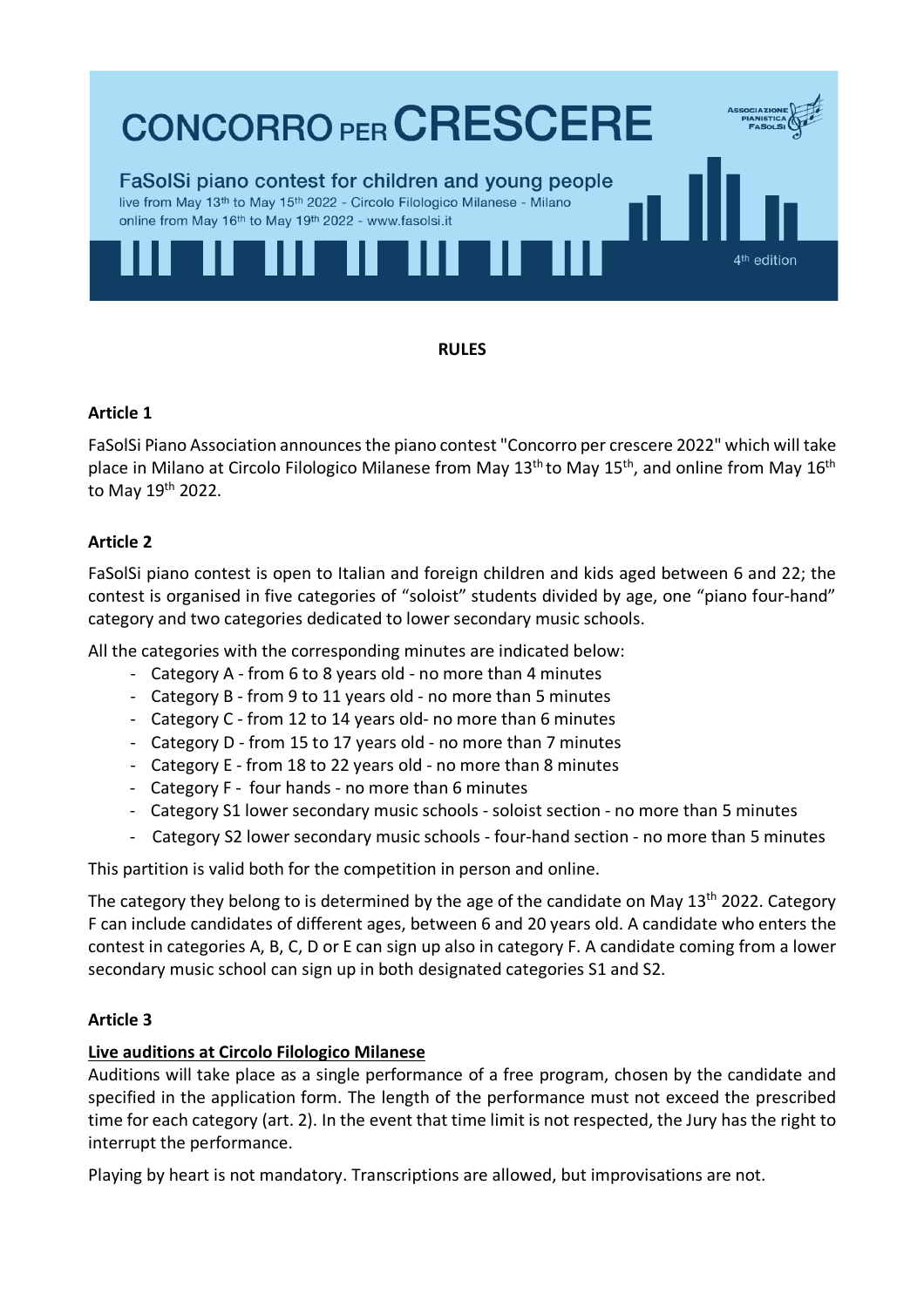# CONCORRO PER CRESCERE

FaSolSi piano contest for children and young people

live from May 13th to May 15th 2022 - Circolo Filologico Milanese - Milano

online from May 16th to May 19th 2022 - www.fasolsi.it

4th edition

**RULES**

**Article 1**

FaSolSi Piano Association announces the piano contest "Concorro per crescere 2022" which will take place in Milano at Circolo Filologico Milanese from May 13th to May 15th, and online from May 16th to May 19th 2022.

**Article 2**

FaSolSi piano contest is open to Italian and foreign children and kids aged between 6 and 22; the contest is organised in five categories of "soloist" students divided by age, one "piano four-hand" category and two categories dedicated to lower secondary music schools.

All the categories with the corresponding minutes are indicated below:

- Category A - from 6 to 8 years old - no more than 4 minutes
- Category B - from 9 to 11 years old - no more than 5 minutes
- Category C - from 12 to 14 years old- no more than 6 minutes
- Category D - from 15 to 17 years old - no more than 7 minutes
- Category E - from 18 to 22 years old - no more than 8 minutes
- Category F - four hands - no more than 6 minutes
- Category S1 lower secondary music schools - soloist section - no more than 5 minutes
- Category S2 lower secondary music schools - four-hand section - no more than 5 minutes

This partition is valid both for the competition in person and online.

The category they belong to is determined by the age of the candidate on May 13th 2022. Category F can include candidates of different ages, between 6 and 20 years old. A candidate who enters the contest in categories A, B, C, D or E can sign up also in category F. A candidate coming from a lower secondary music school can sign up in both designated categories S1 and S2.

**Article 3**

**Live auditions at Circolo Filologico Milanese**

Auditions will take place as a single performance of a free program, chosen by the candidate and specified in the application form. The length of the performance must not exceed the prescribed time for each category (art. 2). In the event that time limit is not respected, the Jury has the right to interrupt the performance.

Playing by heart is not mandatory. Transcriptions are allowed, but improvisations are not.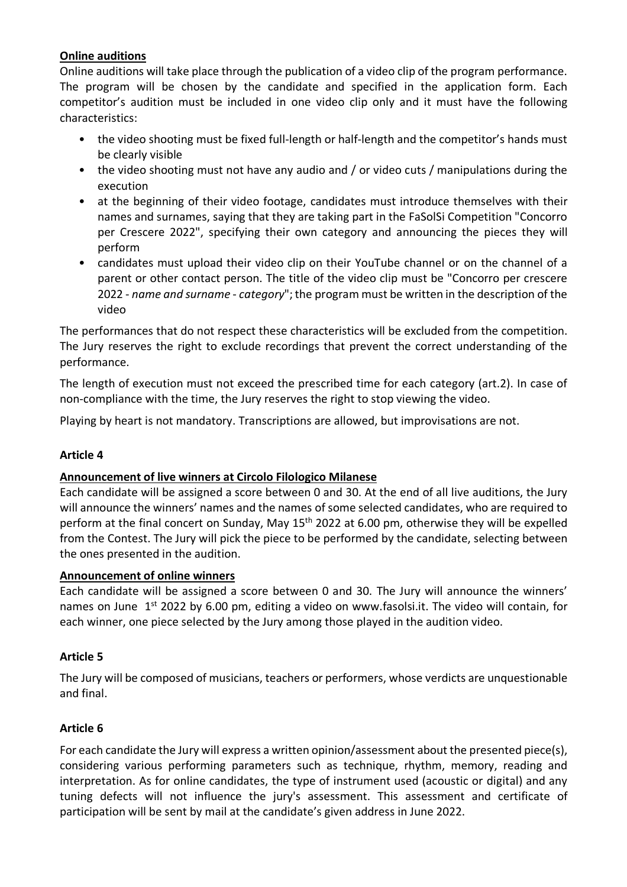**Online auditions**

Online auditions will take place through the publication of a video clip of the program performance. The program will be chosen by the candidate and specified in the application form. Each competitor's audition must be included in one video clip only and it must have the following characteristics:

- the video shooting must be fixed full-length or half-length and the competitor's hands must be clearly visible
- the video shooting must not have any audio and / or video cuts / manipulations during the execution
- at the beginning of their video footage, candidates must introduce themselves with their names and surnames, saying that they are taking part in the FaSolSi Competition "Concorro per Crescere 2022", specifying their own category and announcing the pieces they will perform
- candidates must upload their video clip on their YouTube channel or on the channel of a parent or other contact person. The title of the video clip must be "Concorro per crescere 2022 - *name and surname* - *category*"; the program must be written in the description of the video

The performances that do not respect these characteristics will be excluded from the competition. The Jury reserves the right to exclude recordings that prevent the correct understanding of the performance.

The length of execution must not exceed the prescribed time for each category (art.2). In case of non-compliance with the time, the Jury reserves the right to stop viewing the video.

Playing by heart is not mandatory. Transcriptions are allowed, but improvisations are not.

**Article 4**

**Announcement of live winners at Circolo Filologico Milanese**

Each candidate will be assigned a score between 0 and 30. At the end of all live auditions, the Jury will announce the winners' names and the names of some selected candidates, who are required to perform at the final concert on Sunday, May 15th 2022 at 6.00 pm, otherwise they will be expelled from the Contest. The Jury will pick the piece to be performed by the candidate, selecting between the ones presented in the audition.

**Announcement of online winners**

Each candidate will be assigned a score between 0 and 30. The Jury will announce the winners' names on June 1st 2022 by 6.00 pm, editing a video on www.fasolsi.it. The video will contain, for each winner, one piece selected by the Jury among those played in the audition video.

**Article 5**

The Jury will be composed of musicians, teachers or performers, whose verdicts are unquestionable and final.

**Article 6**

For each candidate the Jury will express a written opinion/assessment about the presented piece(s), considering various performing parameters such as technique, rhythm, memory, reading and interpretation. As for online candidates, the type of instrument used (acoustic or digital) and any tuning defects will not influence the jury's assessment. This assessment and certificate of participation will be sent by mail at the candidate's given address in June 2022.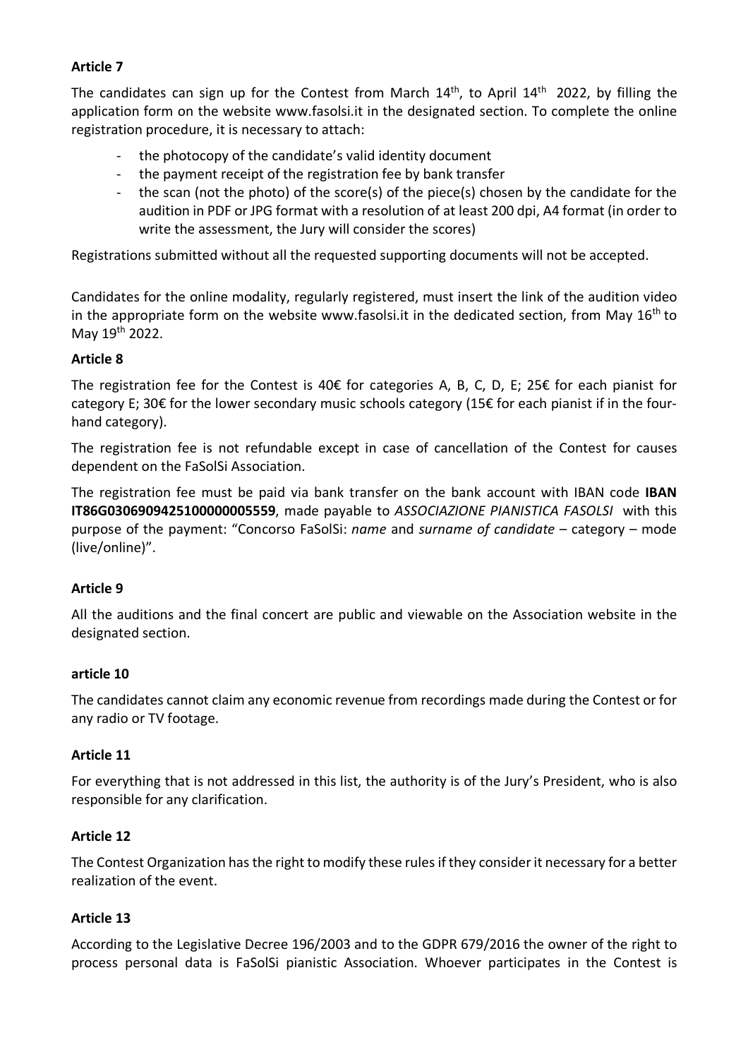**Article 7**

The candidates can sign up for the Contest from March 14th, to April 14th 2022, by filling the application form on the website www.fasolsi.it in the designated section. To complete the online registration procedure, it is necessary to attach:

- the photocopy of the candidate's valid identity document
- the payment receipt of the registration fee by bank transfer
- the scan (not the photo) of the score(s) of the piece(s) chosen by the candidate for the audition in PDF or JPG format with a resolution of at least 200 dpi, A4 format (in order to write the assessment, the Jury will consider the scores)

Registrations submitted without all the requested supporting documents will not be accepted.

Candidates for the online modality, regularly registered, must insert the link of the audition video in the appropriate form on the website www.fasolsi.it in the dedicated section, from May 16th to May 19th 2022.

**Article 8**

The registration fee for the Contest is 40€ for categories A, B, C, D, E; 25€ for each pianist for category E; 30€ for the lower secondary music schools category (15€ for each pianist if in the four-hand category).

The registration fee is not refundable except in case of cancellation of the Contest for causes dependent on the FaSolSi Association.

The registration fee must be paid via bank transfer on the bank account with IBAN code **IBAN IT86G0306909425100000005559**, made payable to *ASSOCIAZIONE PIANISTICA FASOLSI* with this purpose of the payment: "Concorso FaSolSi: *name* and *surname of candidate* – category – mode (live/online)".

**Article 9**

All the auditions and the final concert are public and viewable on the Association website in the designated section.

**article 10**

The candidates cannot claim any economic revenue from recordings made during the Contest or for any radio or TV footage.

**Article 11**

For everything that is not addressed in this list, the authority is of the Jury's President, who is also responsible for any clarification.

**Article 12**

The Contest Organization has the right to modify these rules if they consider it necessary for a better realization of the event.

**Article 13**

According to the Legislative Decree 196/2003 and to the GDPR 679/2016 the owner of the right to process personal data is FaSolSi pianistic Association. Whoever participates in the Contest is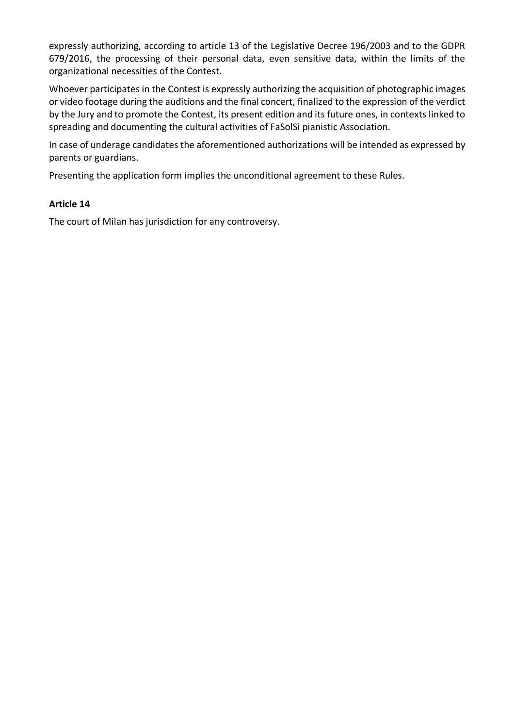expressly authorizing, according to article 13 of the Legislative Decree 196/2003 and to the GDPR 679/2016, the processing of their personal data, even sensitive data, within the limits of the organizational necessities of the Contest.

Whoever participates in the Contest is expressly authorizing the acquisition of photographic images or video footage during the auditions and the final concert, finalized to the expression of the verdict by the Jury and to promote the Contest, its present edition and its future ones, in contexts linked to spreading and documenting the cultural activities of FaSolSi pianistic Association.

In case of underage candidates the aforementioned authorizations will be intended as expressed by parents or guardians.

Presenting the application form implies the unconditional agreement to these Rules.

**Article 14**

The court of Milan has jurisdiction for any controversy.